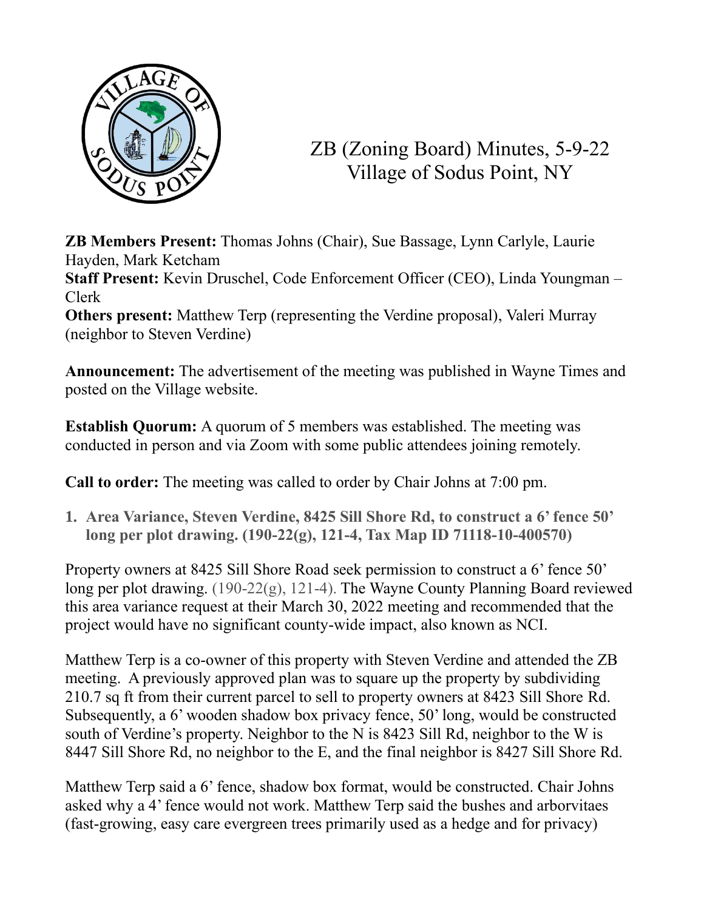# ZB (Zoning Board) Minutes, 5-9-22
# Village of Sodus Point, NY

**ZB Members Present:** Thomas Johns (Chair), Sue Bassage, Lynn Carlyle, Laurie Hayden, Mark Ketcham
**Staff Present:** Kevin Druschel, Code Enforcement Officer (CEO), Linda Youngman – Clerk
**Others present:** Matthew Terp (representing the Verdine proposal), Valeri Murray (neighbor to Steven Verdine)

**Announcement:** The advertisement of the meeting was published in Wayne Times and posted on the Village website.

**Establish Quorum:** A quorum of 5 members was established. The meeting was conducted in person and via Zoom with some public attendees joining remotely.

**Call to order:** The meeting was called to order by Chair Johns at 7:00 pm.

1. **Area Variance, Steven Verdine, 8425 Sill Shore Rd, to construct a 6' fence 50' long per plot drawing. (190-22(g), 121-4, Tax Map ID 71118-10-400570)**

Property owners at 8425 Sill Shore Road seek permission to construct a 6' fence 50' long per plot drawing. (190-22(g), 121-4). The Wayne County Planning Board reviewed this area variance request at their March 30, 2022 meeting and recommended that the project would have no significant county-wide impact, also known as NCI.

Matthew Terp is a co-owner of this property with Steven Verdine and attended the ZB meeting. A previously approved plan was to square up the property by subdividing 210.7 sq ft from their current parcel to sell to property owners at 8423 Sill Shore Rd. Subsequently, a 6' wooden shadow box privacy fence, 50' long, would be constructed south of Verdine's property. Neighbor to the N is 8423 Sill Rd, neighbor to the W is 8447 Sill Shore Rd, no neighbor to the E, and the final neighbor is 8427 Sill Shore Rd.

Matthew Terp said a 6' fence, shadow box format, would be constructed. Chair Johns asked why a 4' fence would not work. Matthew Terp said the bushes and arborvitaes (fast-growing, easy care evergreen trees primarily used as a hedge and for privacy)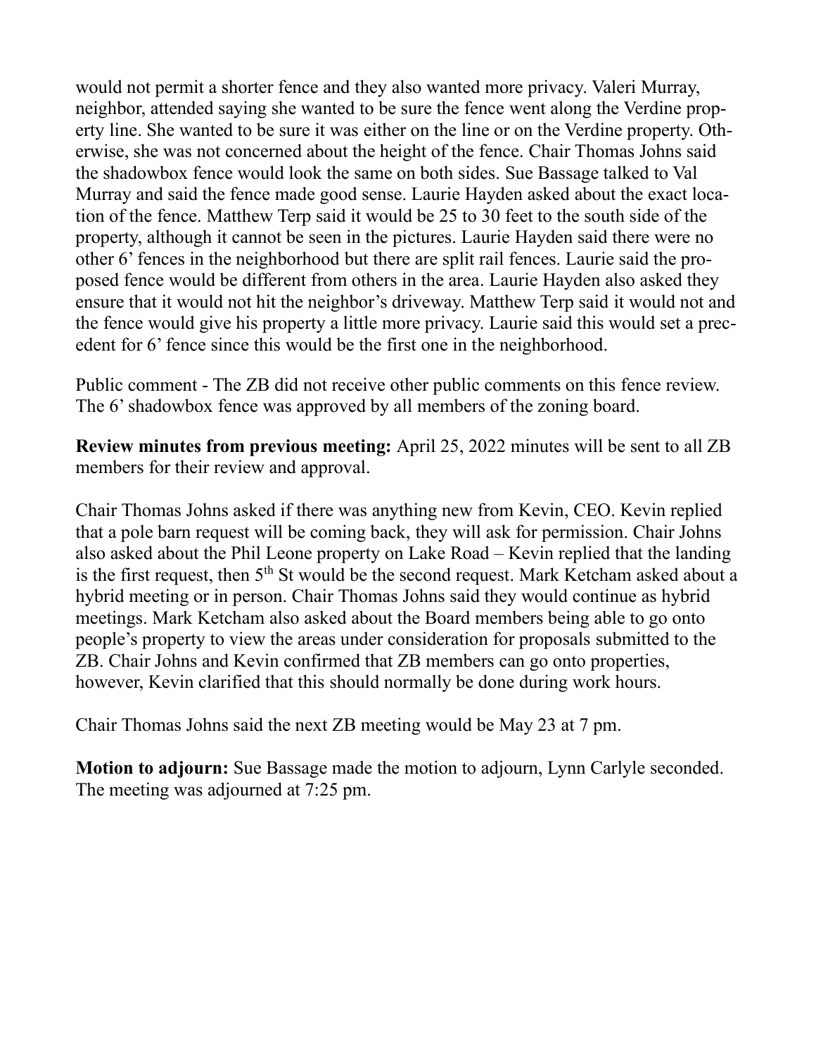would not permit a shorter fence and they also wanted more privacy. Valeri Murray, neighbor, attended saying she wanted to be sure the fence went along the Verdine property line. She wanted to be sure it was either on the line or on the Verdine property. Otherwise, she was not concerned about the height of the fence. Chair Thomas Johns said the shadowbox fence would look the same on both sides. Sue Bassage talked to Val Murray and said the fence made good sense. Laurie Hayden asked about the exact location of the fence. Matthew Terp said it would be 25 to 30 feet to the south side of the property, although it cannot be seen in the pictures. Laurie Hayden said there were no other 6' fences in the neighborhood but there are split rail fences. Laurie said the proposed fence would be different from others in the area. Laurie Hayden also asked they ensure that it would not hit the neighbor's driveway. Matthew Terp said it would not and the fence would give his property a little more privacy. Laurie said this would set a precedent for 6' fence since this would be the first one in the neighborhood.

Public comment - The ZB did not receive other public comments on this fence review. The 6' shadowbox fence was approved by all members of the zoning board.

**Review minutes from previous meeting:** April 25, 2022 minutes will be sent to all ZB members for their review and approval.

Chair Thomas Johns asked if there was anything new from Kevin, CEO. Kevin replied that a pole barn request will be coming back, they will ask for permission. Chair Johns also asked about the Phil Leone property on Lake Road – Kevin replied that the landing is the first request, then 5th St would be the second request. Mark Ketcham asked about a hybrid meeting or in person. Chair Thomas Johns said they would continue as hybrid meetings. Mark Ketcham also asked about the Board members being able to go onto people's property to view the areas under consideration for proposals submitted to the ZB. Chair Johns and Kevin confirmed that ZB members can go onto properties, however, Kevin clarified that this should normally be done during work hours.

Chair Thomas Johns said the next ZB meeting would be May 23 at 7 pm.

**Motion to adjourn:** Sue Bassage made the motion to adjourn, Lynn Carlyle seconded. The meeting was adjourned at 7:25 pm.